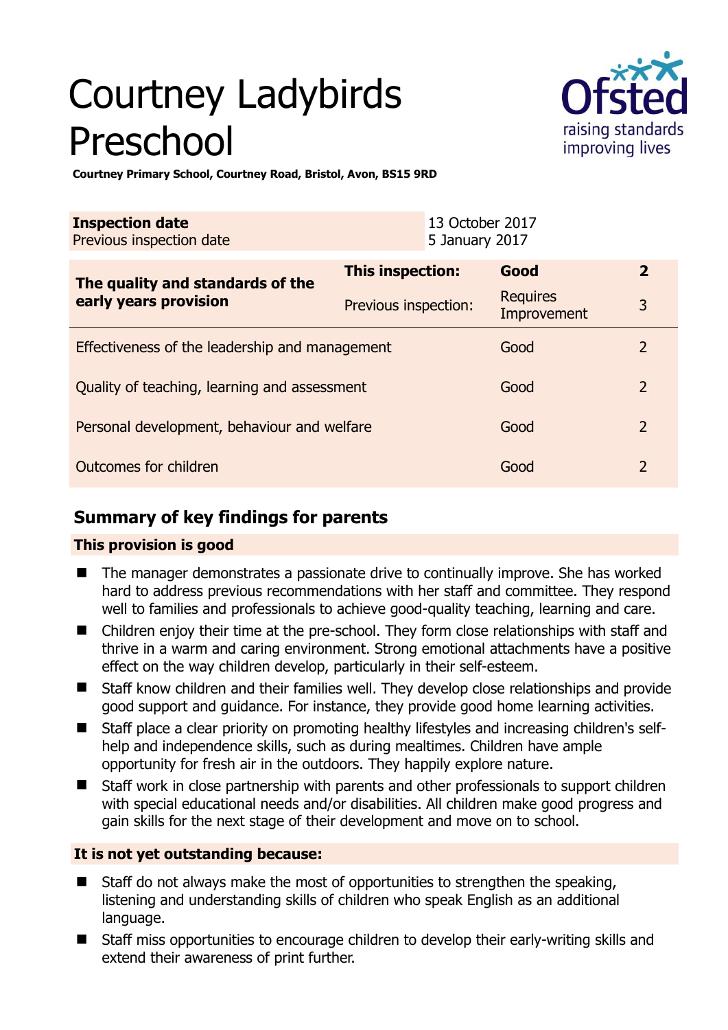# Courtney Ladybirds Preschool

**Courtney Primary School, Courtney Road, Bristol, Avon, BS15 9RD**

| **Inspection date** | 13 October 2017 |
|---|---|
| Previous inspection date | 5 January 2017 |

| **The quality and standards of the early years provision** | **This inspection:** | **Good** | **2** |
|---|---|---|---|
| | Previous inspection: | Requires Improvement | 3 |
| Effectiveness of the leadership and management | | Good | 2 |
| Quality of teaching, learning and assessment | | Good | 2 |
| Personal development, behaviour and welfare | | Good | 2 |
| Outcomes for children | | Good | 2 |

## Summary of key findings for parents

### This provision is good

- The manager demonstrates a passionate drive to continually improve. She has worked hard to address previous recommendations with her staff and committee. They respond well to families and professionals to achieve good-quality teaching, learning and care.
- Children enjoy their time at the pre-school. They form close relationships with staff and thrive in a warm and caring environment. Strong emotional attachments have a positive effect on the way children develop, particularly in their self-esteem.
- Staff know children and their families well. They develop close relationships and provide good support and guidance. For instance, they provide good home learning activities.
- Staff place a clear priority on promoting healthy lifestyles and increasing children's self-help and independence skills, such as during mealtimes. Children have ample opportunity for fresh air in the outdoors. They happily explore nature.
- Staff work in close partnership with parents and other professionals to support children with special educational needs and/or disabilities. All children make good progress and gain skills for the next stage of their development and move on to school.

### It is not yet outstanding because:

- Staff do not always make the most of opportunities to strengthen the speaking, listening and understanding skills of children who speak English as an additional language.
- Staff miss opportunities to encourage children to develop their early-writing skills and extend their awareness of print further.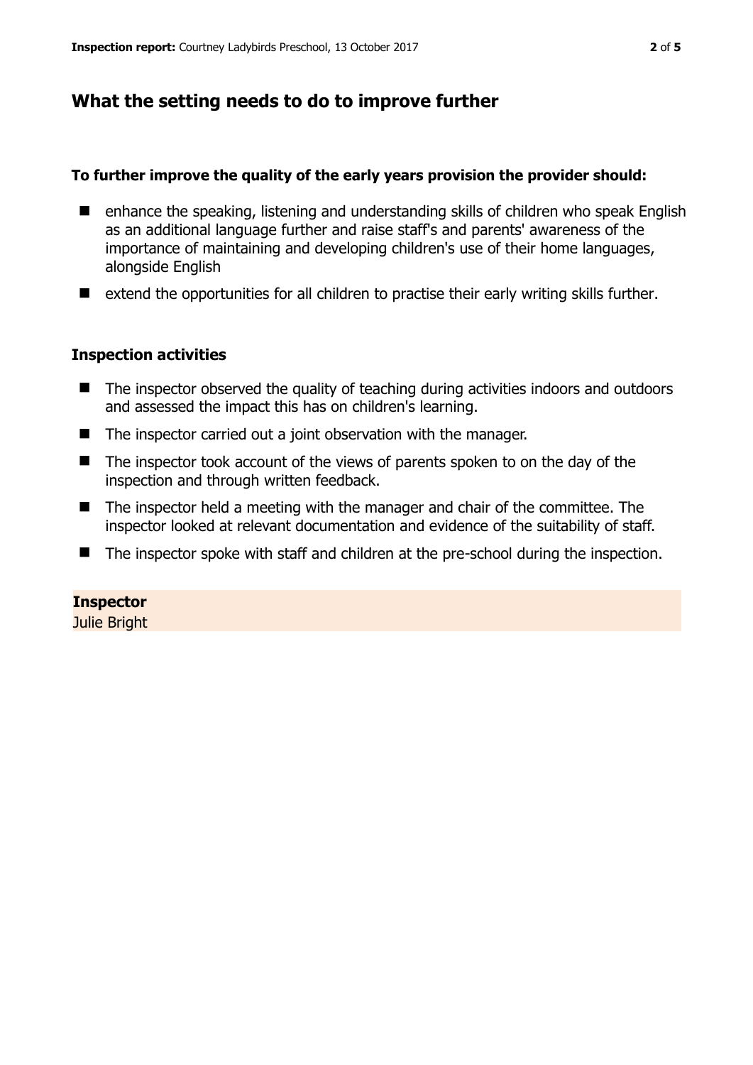## What the setting needs to do to improve further

**To further improve the quality of the early years provision the provider should:**

- enhance the speaking, listening and understanding skills of children who speak English as an additional language further and raise staff's and parents' awareness of the importance of maintaining and developing children's use of their home languages, alongside English
- extend the opportunities for all children to practise their early writing skills further.

### Inspection activities

- The inspector observed the quality of teaching during activities indoors and outdoors and assessed the impact this has on children's learning.
- The inspector carried out a joint observation with the manager.
- The inspector took account of the views of parents spoken to on the day of the inspection and through written feedback.
- The inspector held a meeting with the manager and chair of the committee. The inspector looked at relevant documentation and evidence of the suitability of staff.
- The inspector spoke with staff and children at the pre-school during the inspection.

**Inspector**
Julie Bright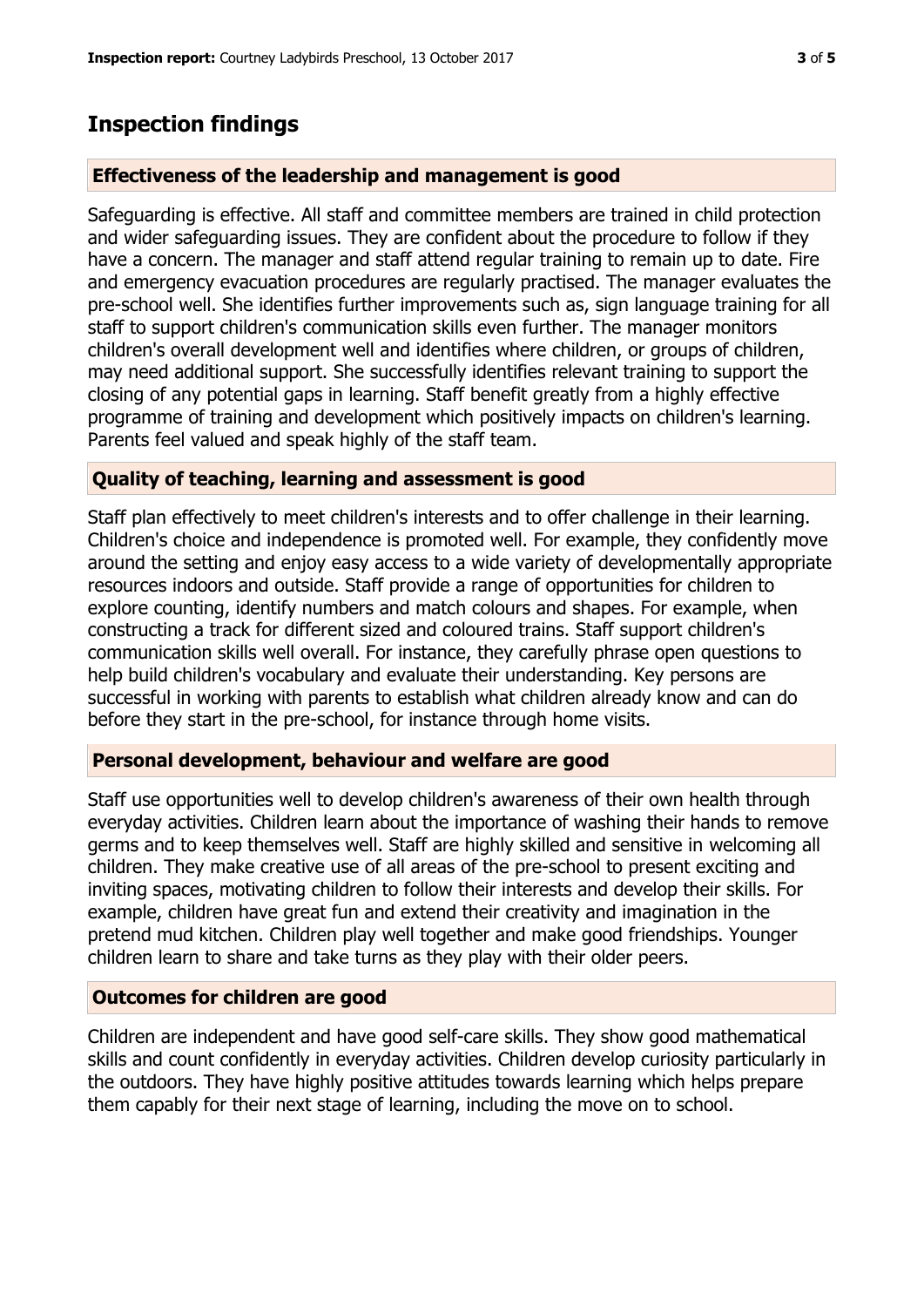## Inspection findings

### Effectiveness of the leadership and management is good

Safeguarding is effective. All staff and committee members are trained in child protection and wider safeguarding issues. They are confident about the procedure to follow if they have a concern. The manager and staff attend regular training to remain up to date. Fire and emergency evacuation procedures are regularly practised. The manager evaluates the pre-school well. She identifies further improvements such as, sign language training for all staff to support children's communication skills even further. The manager monitors children's overall development well and identifies where children, or groups of children, may need additional support. She successfully identifies relevant training to support the closing of any potential gaps in learning. Staff benefit greatly from a highly effective programme of training and development which positively impacts on children's learning. Parents feel valued and speak highly of the staff team.

### Quality of teaching, learning and assessment is good

Staff plan effectively to meet children's interests and to offer challenge in their learning. Children's choice and independence is promoted well. For example, they confidently move around the setting and enjoy easy access to a wide variety of developmentally appropriate resources indoors and outside. Staff provide a range of opportunities for children to explore counting, identify numbers and match colours and shapes. For example, when constructing a track for different sized and coloured trains. Staff support children's communication skills well overall. For instance, they carefully phrase open questions to help build children's vocabulary and evaluate their understanding. Key persons are successful in working with parents to establish what children already know and can do before they start in the pre-school, for instance through home visits.

### Personal development, behaviour and welfare are good

Staff use opportunities well to develop children's awareness of their own health through everyday activities. Children learn about the importance of washing their hands to remove germs and to keep themselves well. Staff are highly skilled and sensitive in welcoming all children. They make creative use of all areas of the pre-school to present exciting and inviting spaces, motivating children to follow their interests and develop their skills. For example, children have great fun and extend their creativity and imagination in the pretend mud kitchen. Children play well together and make good friendships. Younger children learn to share and take turns as they play with their older peers.

### Outcomes for children are good

Children are independent and have good self-care skills. They show good mathematical skills and count confidently in everyday activities. Children develop curiosity particularly in the outdoors. They have highly positive attitudes towards learning which helps prepare them capably for their next stage of learning, including the move on to school.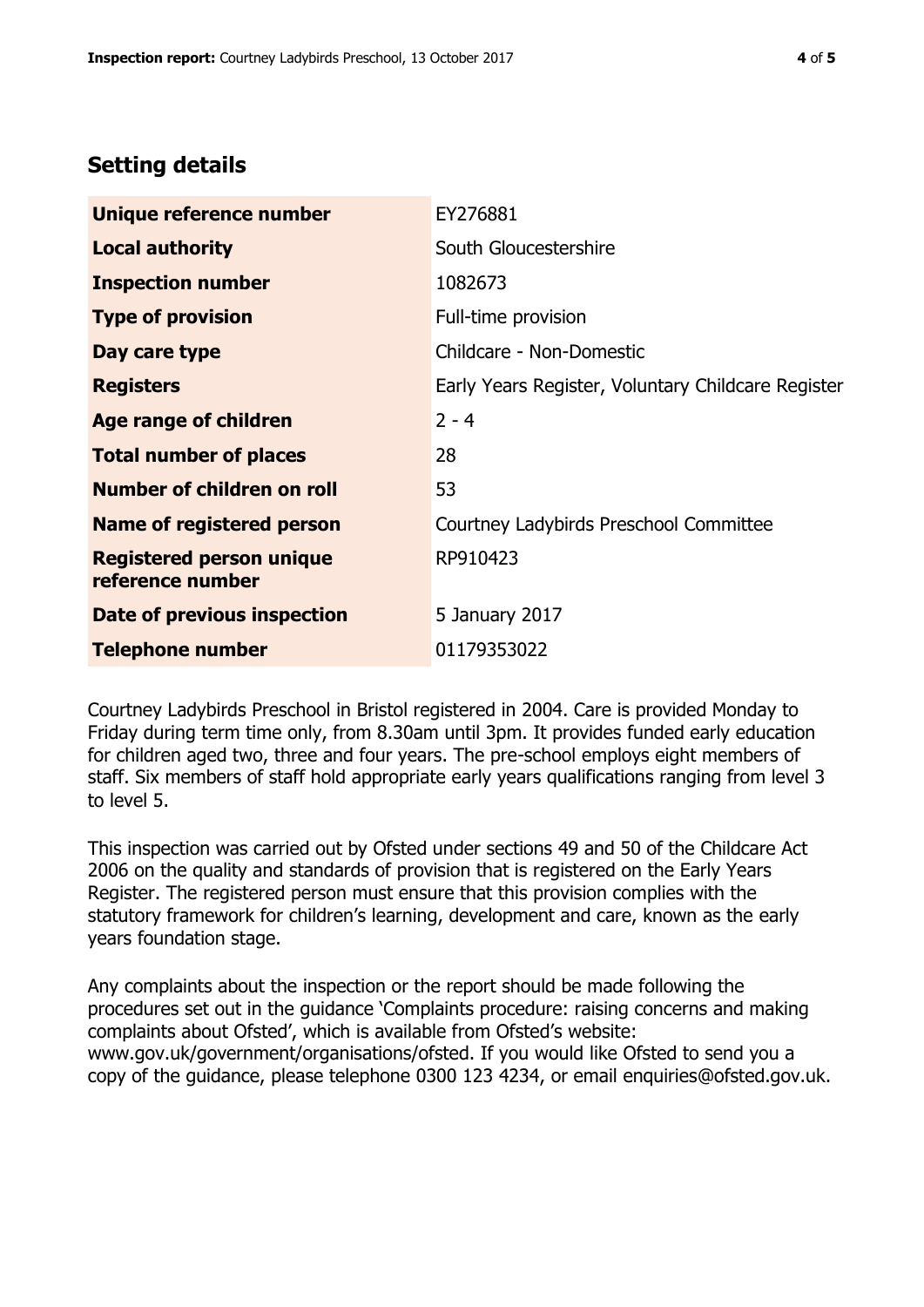## Setting details

| | |
|---|---|
| **Unique reference number** | EY276881 |
| **Local authority** | South Gloucestershire |
| **Inspection number** | 1082673 |
| **Type of provision** | Full-time provision |
| **Day care type** | Childcare - Non-Domestic |
| **Registers** | Early Years Register, Voluntary Childcare Register |
| **Age range of children** | 2 - 4 |
| **Total number of places** | 28 |
| **Number of children on roll** | 53 |
| **Name of registered person** | Courtney Ladybirds Preschool Committee |
| **Registered person unique reference number** | RP910423 |
| **Date of previous inspection** | 5 January 2017 |
| **Telephone number** | 01179353022 |

Courtney Ladybirds Preschool in Bristol registered in 2004. Care is provided Monday to Friday during term time only, from 8.30am until 3pm. It provides funded early education for children aged two, three and four years. The pre-school employs eight members of staff. Six members of staff hold appropriate early years qualifications ranging from level 3 to level 5.

This inspection was carried out by Ofsted under sections 49 and 50 of the Childcare Act 2006 on the quality and standards of provision that is registered on the Early Years Register. The registered person must ensure that this provision complies with the statutory framework for children's learning, development and care, known as the early years foundation stage.

Any complaints about the inspection or the report should be made following the procedures set out in the guidance 'Complaints procedure: raising concerns and making complaints about Ofsted', which is available from Ofsted's website: www.gov.uk/government/organisations/ofsted. If you would like Ofsted to send you a copy of the guidance, please telephone 0300 123 4234, or email enquiries@ofsted.gov.uk.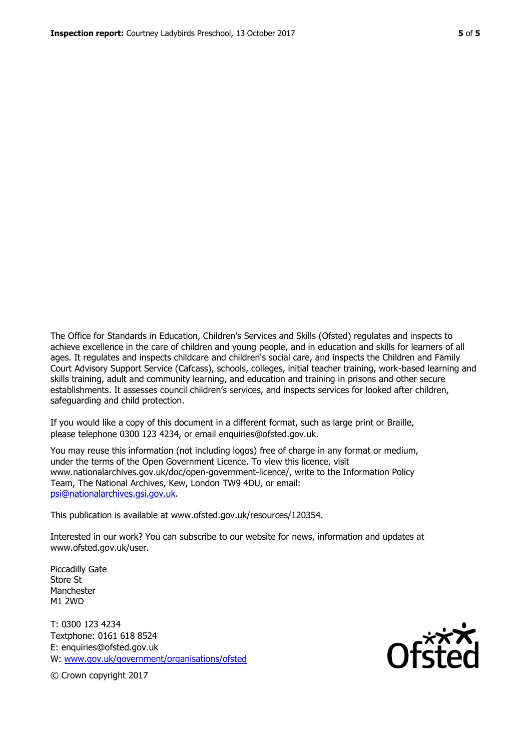The Office for Standards in Education, Children's Services and Skills (Ofsted) regulates and inspects to achieve excellence in the care of children and young people, and in education and skills for learners of all ages. It regulates and inspects childcare and children's social care, and inspects the Children and Family Court Advisory Support Service (Cafcass), schools, colleges, initial teacher training, work-based learning and skills training, adult and community learning, and education and training in prisons and other secure establishments. It assesses council children's services, and inspects services for looked after children, safeguarding and child protection.

If you would like a copy of this document in a different format, such as large print or Braille, please telephone 0300 123 4234, or email enquiries@ofsted.gov.uk.

You may reuse this information (not including logos) free of charge in any format or medium, under the terms of the Open Government Licence. To view this licence, visit www.nationalarchives.gov.uk/doc/open-government-licence/, write to the Information Policy Team, The National Archives, Kew, London TW9 4DU, or email: psi@nationalarchives.gsi.gov.uk.

This publication is available at www.ofsted.gov.uk/resources/120354.

Interested in our work? You can subscribe to our website for news, information and updates at www.ofsted.gov.uk/user.

Piccadilly Gate
Store St
Manchester
M1 2WD

T: 0300 123 4234
Textphone: 0161 618 8524
E: enquiries@ofsted.gov.uk
W: www.gov.uk/government/organisations/ofsted

© Crown copyright 2017